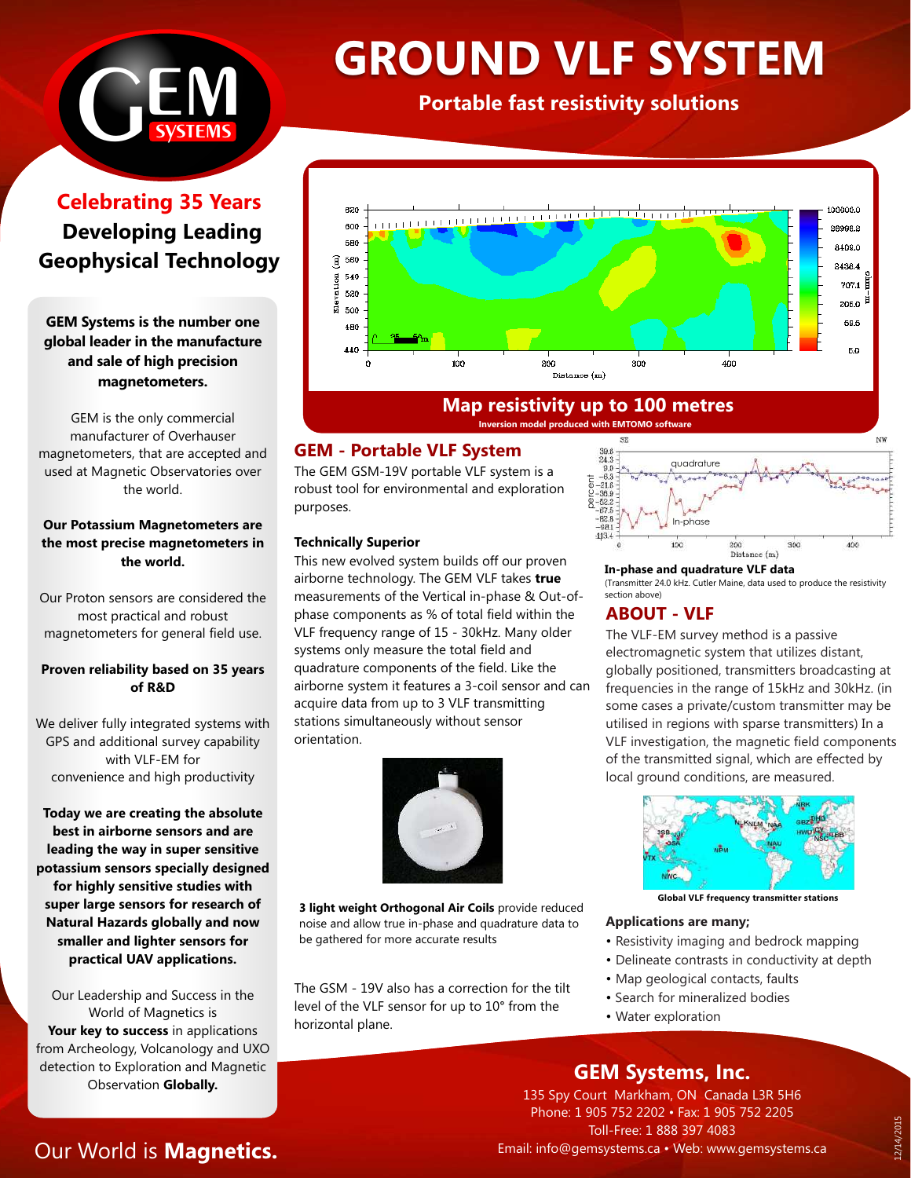# GROUND VLF SYSTEM

**Portable fast resistivity solutions**

## Celebrating 35 Years

**Developing Leading Geophysical Technology**

**GEM Systems is the number one global leader in the manufacture and sale of high precision magnetometers.**

GEM is the only commercial manufacturer of Overhauser magnetometers, that are accepted and used at Magnetic Observatories over the world.

**Our Potassium Magnetometers are the most precise magnetometers in the world.**

Our Proton sensors are considered the most practical and robust magnetometers for general field use.

**Proven reliability based on 35 years of R&D**

We deliver fully integrated systems with GPS and additional survey capability with VLF-EM for convenience and high productivity

**Today we are creating the absolute best in airborne sensors and are leading the way in super sensitive potassium sensors specially designed for highly sensitive studies with super large sensors for research of Natural Hazards globally and now smaller and lighter sensors for practical UAV applications.**

Our Leadership and Success in the World of Magnetics is **Your key to success** in applications from Archeology, Volcanology and UXO detection to Exploration and Magnetic Observation **Globally.**

**Map resistivity up to 100 metres**

Inversion model produced with EMTOMO software

## GEM - Portable VLF System

The GEM GSM-19V portable VLF system is a robust tool for environmental and exploration purposes.

### Technically Superior

This new evolved system builds off our proven airborne technology. The GEM VLF takes **true** measurements of the Vertical in-phase & Out-of-phase components as % of total field within the VLF frequency range of 15 - 30kHz. Many older systems only measure the total field and quadrature components of the field. Like the airborne system it features a 3-coil sensor and can acquire data from up to 3 VLF transmitting stations simultaneously without sensor orientation.

**3 light weight Orthogonal Air Coils** provide reduced noise and allow true in-phase and quadrature data to be gathered for more accurate results

The GSM - 19V also has a correction for the tilt level of the VLF sensor for up to 10° from the horizontal plane.

**In-phase and quadrature VLF data**

(Transmitter 24.0 kHz. Cutler Maine, data used to produce the resistivity section above)

## ABOUT - VLF

The VLF-EM survey method is a passive electromagnetic system that utilizes distant, globally positioned, transmitters broadcasting at frequencies in the range of 15kHz and 30kHz. (in some cases a private/custom transmitter may be utilised in regions with sparse transmitters) In a VLF investigation, the magnetic field components of the transmitted signal, which are effected by local ground conditions, are measured.

**Global VLF frequency transmitter stations**

### Applications are many;

- Resistivity imaging and bedrock mapping
- Delineate contrasts in conductivity at depth
- Map geological contacts, faults
- Search for mineralized bodies
- Water exploration

## GEM Systems, Inc.

135 Spy Court Markham, ON Canada L3R 5H6
Phone: 1 905 752 2202 • Fax: 1 905 752 2205
Toll-Free: 1 888 397 4083
Email: info@gemsystems.ca • Web: www.gemsystems.ca

Our World is **Magnetics.**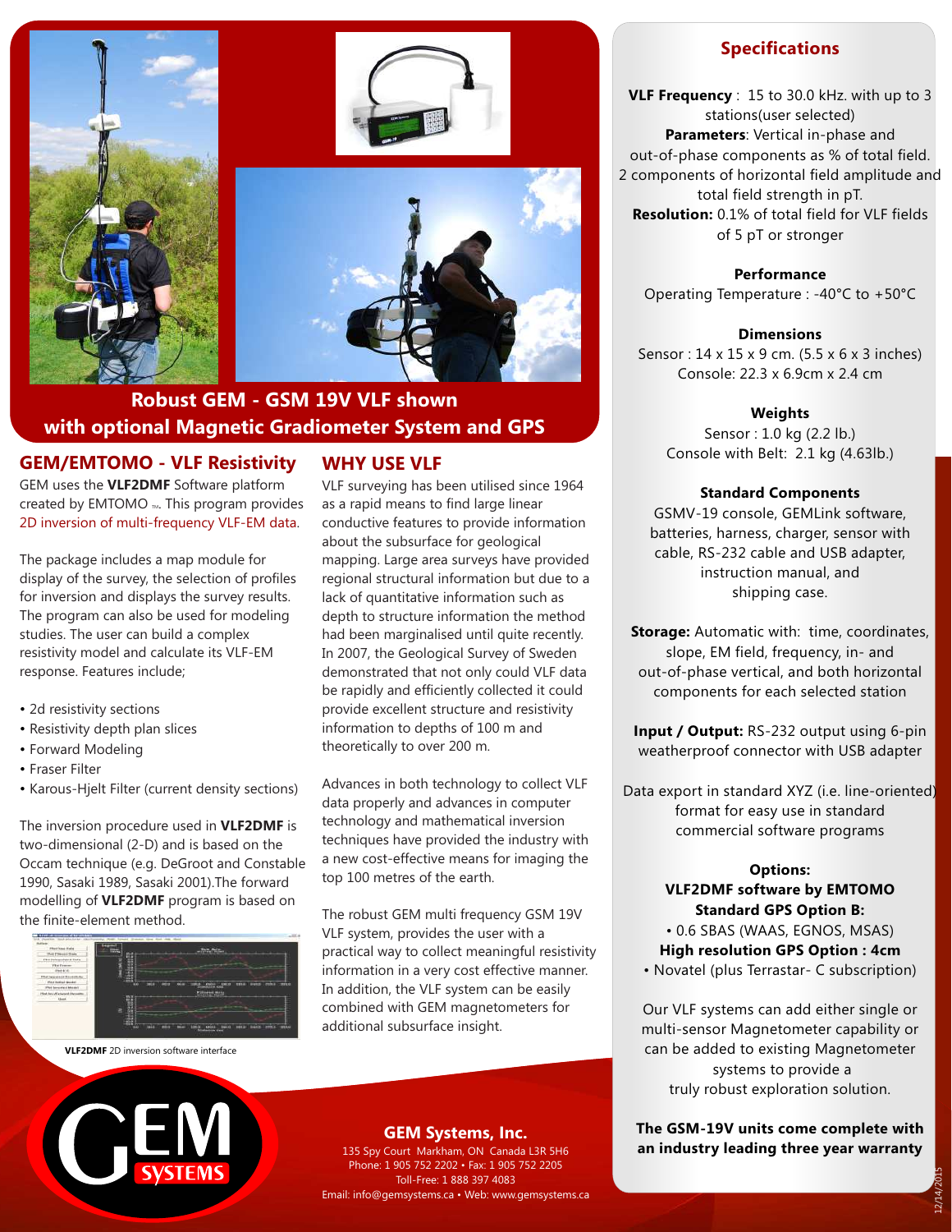## Robust GEM - GSM 19V VLF shown with optional Magnetic Gradiometer System and GPS

## GEM/EMTOMO - VLF Resistivity

GEM uses the **VLF2DMF** Software platform created by EMTOMO ™. This program provides 2D inversion of multi-frequency VLF-EM data.

The package includes a map module for display of the survey, the selection of profiles for inversion and displays the survey results. The program can also be used for modeling studies. The user can build a complex resistivity model and calculate its VLF-EM response. Features include;

- 2d resistivity sections
- Resistivity depth plan slices
- Forward Modeling
- Fraser Filter
- Karous-Hjelt Filter (current density sections)

The inversion procedure used in **VLF2DMF** is two-dimensional (2-D) and is based on the Occam technique (e.g. DeGroot and Constable 1990, Sasaki 1989, Sasaki 2001).The forward modelling of **VLF2DMF** program is based on the finite-element method.

**VLF2DMF** 2D inversion software interface

## WHY USE VLF

VLF surveying has been utilised since 1964 as a rapid means to find large linear conductive features to provide information about the subsurface for geological mapping. Large area surveys have provided regional structural information but due to a lack of quantitative information such as depth to structure information the method had been marginalised until quite recently. In 2007, the Geological Survey of Sweden demonstrated that not only could VLF data be rapidly and efficiently collected it could provide excellent structure and resistivity information to depths of 100 m and theoretically to over 200 m.

Advances in both technology to collect VLF data properly and advances in computer technology and mathematical inversion techniques have provided the industry with a new cost-effective means for imaging the top 100 metres of the earth.

The robust GEM multi frequency GSM 19V VLF system, provides the user with a practical way to collect meaningful resistivity information in a very cost effective manner. In addition, the VLF system can be easily combined with GEM magnetometers for additional subsurface insight.

## Specifications

**VLF Frequency** : 15 to 30.0 kHz. with up to 3 stations(user selected)
**Parameters**: Vertical in-phase and out-of-phase components as % of total field. 2 components of horizontal field amplitude and total field strength in pT.
**Resolution:** 0.1% of total field for VLF fields of 5 pT or stronger

**Performance**
Operating Temperature : -40°C to +50°C

**Dimensions**
Sensor : 14 x 15 x 9 cm. (5.5 x 6 x 3 inches)
Console: 22.3 x 6.9cm x 2.4 cm

**Weights**
Sensor : 1.0 kg (2.2 lb.)
Console with Belt: 2.1 kg (4.63lb.)

**Standard Components**
GSMV-19 console, GEMLink software, batteries, harness, charger, sensor with cable, RS-232 cable and USB adapter, instruction manual, and shipping case.

**Storage:** Automatic with: time, coordinates, slope, EM field, frequency, in- and out-of-phase vertical, and both horizontal components for each selected station

**Input / Output:** RS-232 output using 6-pin weatherproof connector with USB adapter

Data export in standard XYZ (i.e. line-oriented) format for easy use in standard commercial software programs

**Options:**
**VLF2DMF software by EMTOMO**
**Standard GPS Option B:**
- 0.6 SBAS (WAAS, EGNOS, MSAS)

**High resolution GPS Option : 4cm**
- Novatel (plus Terrastar- C subscription)

Our VLF systems can add either single or multi-sensor Magnetometer capability or can be added to existing Magnetometer systems to provide a truly robust exploration solution.

**The GSM-19V units come complete with an industry leading three year warranty**

**GEM Systems, Inc.**
135 Spy Court Markham, ON Canada L3R 5H6
Phone: 1 905 752 2202 • Fax: 1 905 752 2205
Toll-Free: 1 888 397 4083
Email: info@gemsystems.ca • Web: www.gemsystems.ca

12/14/2015